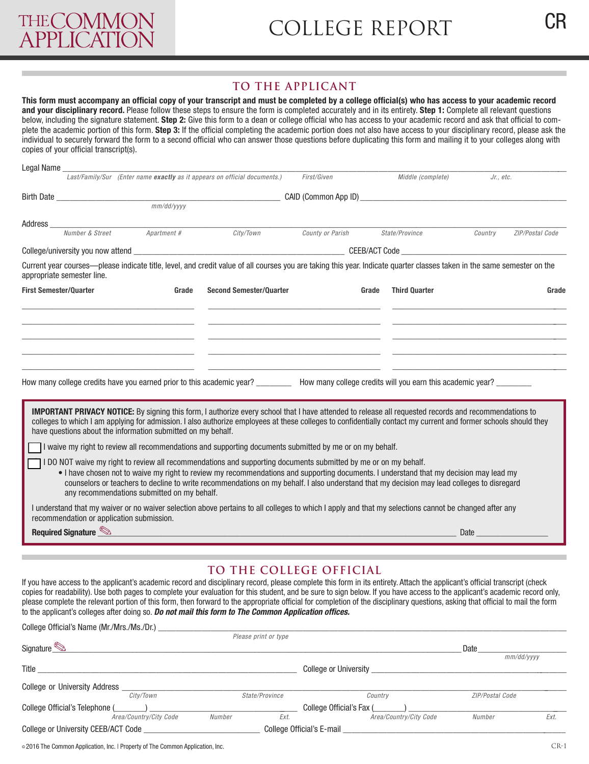# THE COMMON APPLICATION

# COLLEGE REPORT

CR

## TO THE APPLICANT

**This form must accompany an official copy of your transcript and must be completed by a college official(s) who has access to your academic record and your disciplinary record.** Please follow these steps to ensure the form is completed accurately and in its entirety. **Step 1:** Complete all relevant questions below, including the signature statement. **Step 2:** Give this form to a dean or college official who has access to your academic record and ask that official to complete the academic portion of this form. **Step 3:** If the official completing the academic portion does not also have access to your disciplinary record, please ask the individual to securely forward the form to a second official who can answer those questions before duplicating this form and mailing it to your colleges along with copies of your official transcript(s).

Legal Name ______________________________________________________________
*Last/Family/Sur (Enter name **exactly** as it appears on official documents.)* *First/Given* *Middle (complete)* *Jr., etc.*

Birth Date ______________________ CAID (Common App ID) ______________________
*mm/dd/yyyy*

Address ______________________________________________________________
*Number & Street* *Apartment #* *City/Town* *County or Parish* *State/Province* *Country* *ZIP/Postal Code*

College/university you now attend ______________________ CEEB/ACT Code ______________________

Current year courses—please indicate title, level, and credit value of all courses you are taking this year. Indicate quarter classes taken in the same semester on the appropriate semester line.

| First Semester/Quarter | Grade | Second Semester/Quarter | Grade | Third Quarter | Grade |
|---|---|---|---|---|---|
| | | | | | |
| | | | | | |
| | | | | | |
| | | | | | |
| | | | | | |

How many college credits have you earned prior to this academic year? ________ How many college credits will you earn this academic year? ________

**IMPORTANT PRIVACY NOTICE:** By signing this form, I authorize every school that I have attended to release all requested records and recommendations to colleges to which I am applying for admission. I also authorize employees at these colleges to confidentially contact my current and former schools should they have questions about the information submitted on my behalf.

☐ I waive my right to review all recommendations and supporting documents submitted by me or on my behalf.

☐ I DO NOT waive my right to review all recommendations and supporting documents submitted by me or on my behalf.
- I have chosen not to waive my right to review my recommendations and supporting documents. I understand that my decision may lead my counselors or teachers to decline to write recommendations on my behalf. I also understand that my decision may lead colleges to disregard any recommendations submitted on my behalf.

I understand that my waiver or no waiver selection above pertains to all colleges to which I apply and that my selections cannot be changed after any recommendation or application submission.

**Required Signature** ______________________________________________ Date ________________

## TO THE COLLEGE OFFICIAL

If you have access to the applicant's academic record and disciplinary record, please complete this form in its entirety. Attach the applicant's official transcript (check copies for readability). Use both pages to complete your evaluation for this student, and be sure to sign below. If you have access to the applicant's academic record only, please complete the relevant portion of this form, then forward to the appropriate official for completion of the disciplinary questions, asking that official to mail the form to the applicant's colleges after doing so. ***Do not mail this form to The Common Application offices.***

College Official's Name (Mr./Mrs./Ms./Dr.) ______________________________________________
*Please print or type*

Signature ______________________________________________ Date ________________
*mm/dd/yyyy*

Title ______________________ College or University ______________________

College or University Address ______________________________________________
*City/Town* *State/Province* *Country* *ZIP/Postal Code*

College Official's Telephone (_______) ______________ College Official's Fax (_______) ______________
*Area/Country/City Code* *Number* *Ext.* *Area/Country/City Code* *Number* *Ext.*

College or University CEEB/ACT Code ______________ College Official's E-mail ______________

© 2016 The Common Application, Inc. | Property of The Common Application, Inc.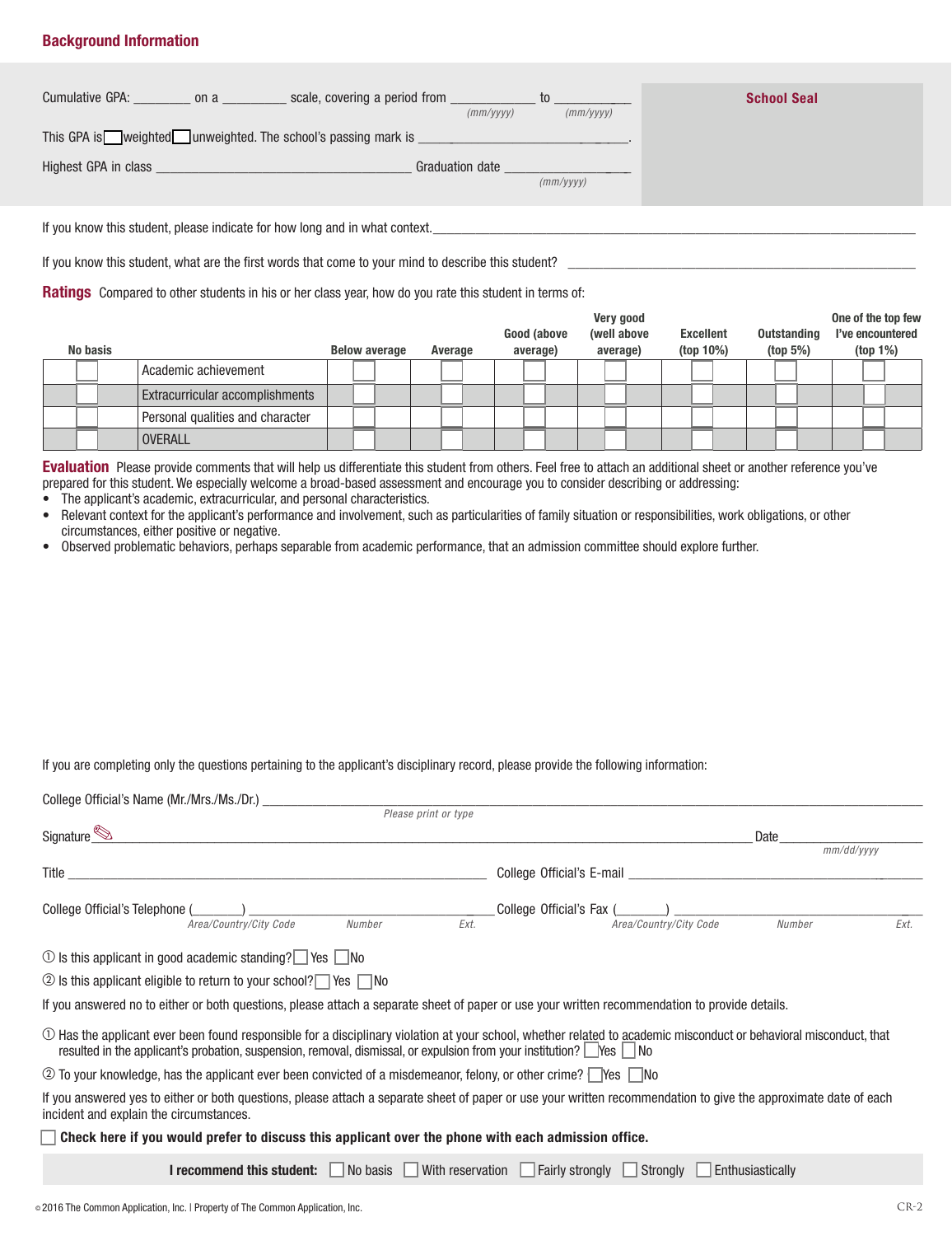## Background Information

Cumulative GPA: ________ on a _________ scale, covering a period from ____________ (mm/yyyy) to ___________ (mm/yyyy)

This GPA is ☐ weighted ☐ unweighted. The school's passing mark is ______________________________.

Highest GPA in class ____________________________________ Graduation date _________________ (mm/yyyy)

**School Seal**

If you know this student, please indicate for how long and in what context.______________________________________________________________

If you know this student, what are the first words that come to your mind to describe this student? ______________________________________________

**Ratings** Compared to other students in his or her class year, how do you rate this student in terms of:

| No basis | | Below average | Average | Good (above average) | Very good (well above average) | Excellent (top 10%) | Outstanding (top 5%) | One of the top few I've encountered (top 1%) |
|---|---|---|---|---|---|---|---|---|
| ☐ | Academic achievement | ☐ | ☐ | ☐ | ☐ | ☐ | ☐ | ☐ |
| ☐ | Extracurricular accomplishments | ☐ | ☐ | ☐ | ☐ | ☐ | ☐ | ☐ |
| ☐ | Personal qualities and character | ☐ | ☐ | ☐ | ☐ | ☐ | ☐ | ☐ |
| ☐ | OVERALL | ☐ | ☐ | ☐ | ☐ | ☐ | ☐ | ☐ |

**Evaluation** Please provide comments that will help us differentiate this student from others. Feel free to attach an additional sheet or another reference you've prepared for this student. We especially welcome a broad-based assessment and encourage you to consider describing or addressing:

- The applicant's academic, extracurricular, and personal characteristics.
- Relevant context for the applicant's performance and involvement, such as particularities of family situation or responsibilities, work obligations, or other circumstances, either positive or negative.
- Observed problematic behaviors, perhaps separable from academic performance, that an admission committee should explore further.

If you are completing only the questions pertaining to the applicant's disciplinary record, please provide the following information:

College Official's Name (Mr./Mrs./Ms./Dr.) ________________________________________________________________ (Please print or type)

Signature ____________________________________________________________ Date _______________ (mm/dd/yyyy)

Title ______________________________________ College Official's E-mail ______________________________________

College Official's Telephone (_______) ______________________ (Area/Country/City Code, Number, Ext.) College Official's Fax (_______) ______________________ (Area/Country/City Code, Number, Ext.)

① Is this applicant in good academic standing? ☐ Yes ☐ No

② Is this applicant eligible to return to your school? ☐ Yes ☐ No

If you answered no to either or both questions, please attach a separate sheet of paper or use your written recommendation to provide details.

① Has the applicant ever been found responsible for a disciplinary violation at your school, whether related to academic misconduct or behavioral misconduct, that resulted in the applicant's probation, suspension, removal, dismissal, or expulsion from your institution? ☐ Yes ☐ No

② To your knowledge, has the applicant ever been convicted of a misdemeanor, felony, or other crime? ☐ Yes ☐ No

If you answered yes to either or both questions, please attach a separate sheet of paper or use your written recommendation to give the approximate date of each incident and explain the circumstances.

☐ **Check here if you would prefer to discuss this applicant over the phone with each admission office.**

**I recommend this student:** ☐ No basis ☐ With reservation ☐ Fairly strongly ☐ Strongly ☐ Enthusiastically

© 2016 The Common Application, Inc. | Property of The Common Application, Inc.